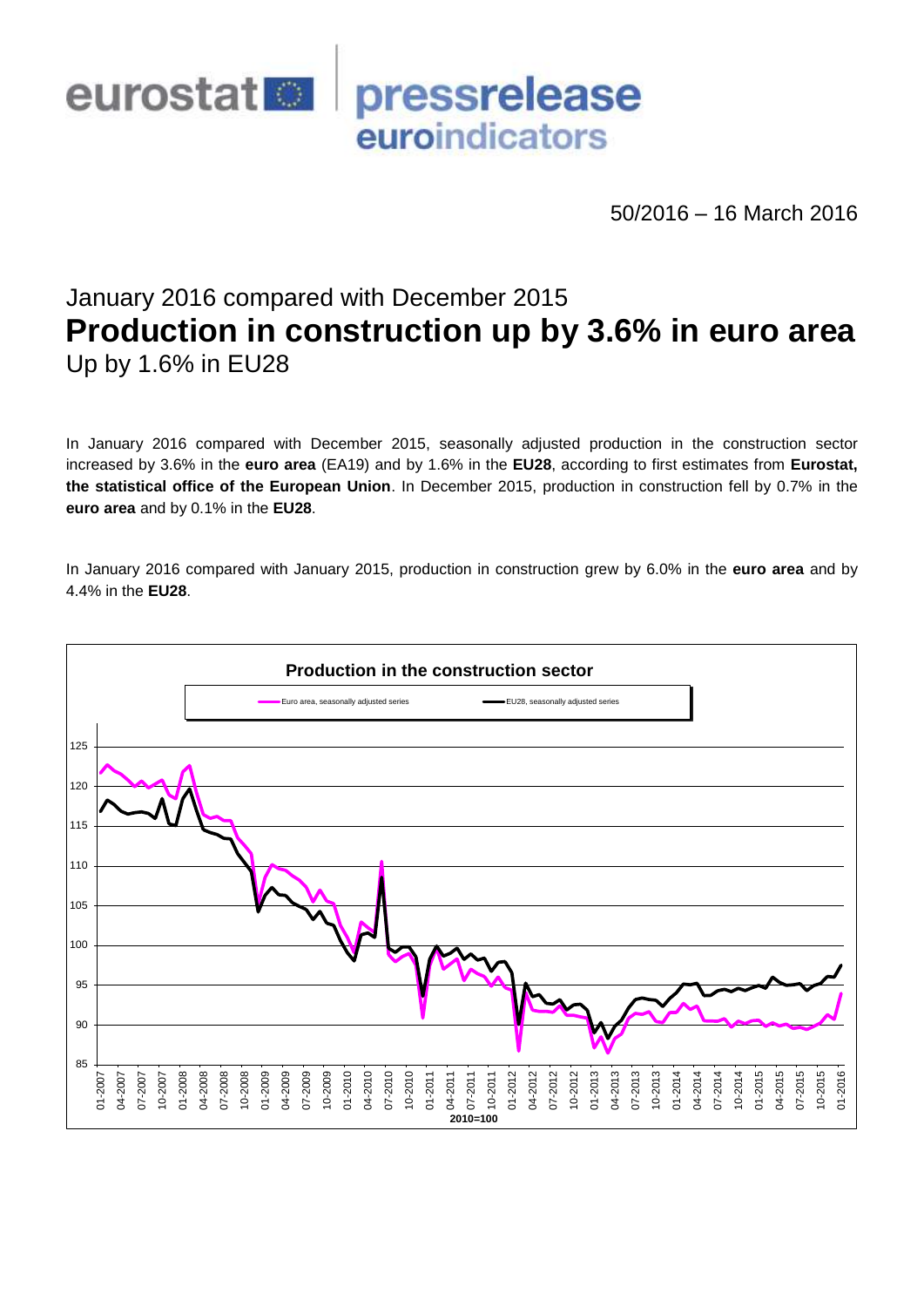eurostat pressrelease euroindicators

50/2016 – 16 March 2016

# January 2016 compared with December 2015
# **Production in construction up by 3.6% in euro area**
## Up by 1.6% in EU28

In January 2016 compared with December 2015, seasonally adjusted production in the construction sector increased by 3.6% in the **euro area** (EA19) and by 1.6% in the **EU28**, according to first estimates from **Eurostat, the statistical office of the European Union**. In December 2015, production in construction fell by 0.7% in the **euro area** and by 0.1% in the **EU28**.

In January 2016 compared with January 2015, production in construction grew by 6.0% in the **euro area** and by 4.4% in the **EU28**.

**Production in the construction sector**

Euro area, seasonally adjusted series — EU28, seasonally adjusted series

2010=100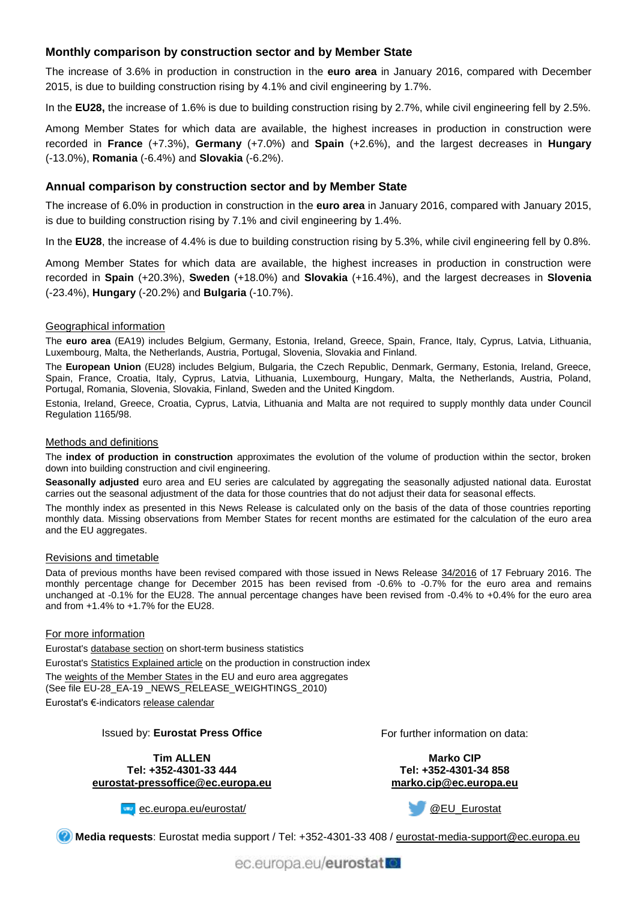## Monthly comparison by construction sector and by Member State

The increase of 3.6% in production in construction in the **euro area** in January 2016, compared with December 2015, is due to building construction rising by 4.1% and civil engineering by 1.7%.

In the **EU28,** the increase of 1.6% is due to building construction rising by 2.7%, while civil engineering fell by 2.5%.

Among Member States for which data are available, the highest increases in production in construction were recorded in **France** (+7.3%), **Germany** (+7.0%) and **Spain** (+2.6%), and the largest decreases in **Hungary** (-13.0%), **Romania** (-6.4%) and **Slovakia** (-6.2%).

## Annual comparison by construction sector and by Member State

The increase of 6.0% in production in construction in the **euro area** in January 2016, compared with January 2015, is due to building construction rising by 7.1% and civil engineering by 1.4%.

In the **EU28**, the increase of 4.4% is due to building construction rising by 5.3%, while civil engineering fell by 0.8%.

Among Member States for which data are available, the highest increases in production in construction were recorded in **Spain** (+20.3%), **Sweden** (+18.0%) and **Slovakia** (+16.4%), and the largest decreases in **Slovenia** (-23.4%), **Hungary** (-20.2%) and **Bulgaria** (-10.7%).

### Geographical information

The **euro area** (EA19) includes Belgium, Germany, Estonia, Ireland, Greece, Spain, France, Italy, Cyprus, Latvia, Lithuania, Luxembourg, Malta, the Netherlands, Austria, Portugal, Slovenia, Slovakia and Finland.

The **European Union** (EU28) includes Belgium, Bulgaria, the Czech Republic, Denmark, Germany, Estonia, Ireland, Greece, Spain, France, Croatia, Italy, Cyprus, Latvia, Lithuania, Luxembourg, Hungary, Malta, the Netherlands, Austria, Poland, Portugal, Romania, Slovenia, Slovakia, Finland, Sweden and the United Kingdom.

Estonia, Ireland, Greece, Croatia, Cyprus, Latvia, Lithuania and Malta are not required to supply monthly data under Council Regulation 1165/98.

### Methods and definitions

The **index of production in construction** approximates the evolution of the volume of production within the sector, broken down into building construction and civil engineering.

**Seasonally adjusted** euro area and EU series are calculated by aggregating the seasonally adjusted national data. Eurostat carries out the seasonal adjustment of the data for those countries that do not adjust their data for seasonal effects.

The monthly index as presented in this News Release is calculated only on the basis of the data of those countries reporting monthly data. Missing observations from Member States for recent months are estimated for the calculation of the euro area and the EU aggregates.

### Revisions and timetable

Data of previous months have been revised compared with those issued in News Release 34/2016 of 17 February 2016. The monthly percentage change for December 2015 has been revised from -0.6% to -0.7% for the euro area and remains unchanged at -0.1% for the EU28. The annual percentage changes have been revised from -0.4% to +0.4% for the euro area and from +1.4% to +1.7% for the EU28.

### For more information

Eurostat's database section on short-term business statistics

Eurostat's Statistics Explained article on the production in construction index

The weights of the Member States in the EU and euro area aggregates
(See file EU-28_EA-19 _NEWS_RELEASE_WEIGHTINGS_2010)

Eurostat's €-indicators release calendar

Issued by: **Eurostat Press Office**

**Tim ALLEN**
**Tel: +352-4301-33 444**
**eurostat-pressoffice@ec.europa.eu**

For further information on data:

**Marko CIP**
**Tel: +352-4301-34 858**
**marko.cip@ec.europa.eu**

ec.europa.eu/eurostat/

@EU_Eurostat

**Media requests**: Eurostat media support / Tel: +352-4301-33 408 / eurostat-media-support@ec.europa.eu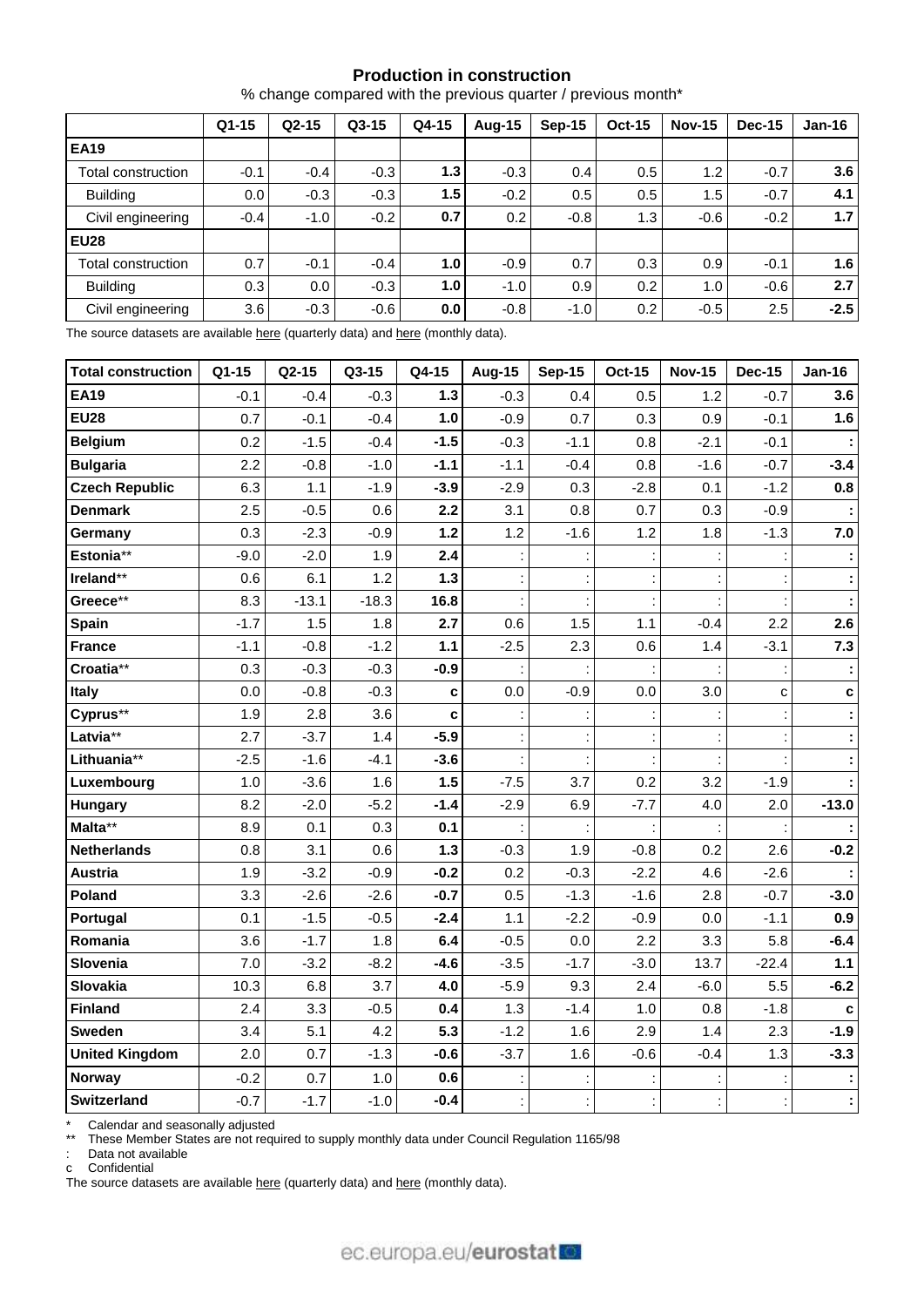## Production in construction

% change compared with the previous quarter / previous month*

| | Q1-15 | Q2-15 | Q3-15 | Q4-15 | Aug-15 | Sep-15 | Oct-15 | Nov-15 | Dec-15 | Jan-16 |
|---|---|---|---|---|---|---|---|---|---|---|
| **EA19** | | | | | | | | | | |
| Total construction | -0.1 | -0.4 | -0.3 | **1.3** | -0.3 | 0.4 | 0.5 | 1.2 | -0.7 | **3.6** |
| Building | 0.0 | -0.3 | -0.3 | **1.5** | -0.2 | 0.5 | 0.5 | 1.5 | -0.7 | **4.1** |
| Civil engineering | -0.4 | -1.0 | -0.2 | **0.7** | 0.2 | -0.8 | 1.3 | -0.6 | -0.2 | **1.7** |
| **EU28** | | | | | | | | | | |
| Total construction | 0.7 | -0.1 | -0.4 | **1.0** | -0.9 | 0.7 | 0.3 | 0.9 | -0.1 | **1.6** |
| Building | 0.3 | 0.0 | -0.3 | **1.0** | -1.0 | 0.9 | 0.2 | 1.0 | -0.6 | **2.7** |
| Civil engineering | 3.6 | -0.3 | -0.6 | **0.0** | -0.8 | -1.0 | 0.2 | -0.5 | 2.5 | **-2.5** |

The source datasets are available here (quarterly data) and here (monthly data).

| **Total construction** | Q1-15 | Q2-15 | Q3-15 | Q4-15 | Aug-15 | Sep-15 | Oct-15 | Nov-15 | Dec-15 | Jan-16 |
|---|---|---|---|---|---|---|---|---|---|---|
| **EA19** | -0.1 | -0.4 | -0.3 | **1.3** | -0.3 | 0.4 | 0.5 | 1.2 | -0.7 | **3.6** |
| **EU28** | 0.7 | -0.1 | -0.4 | **1.0** | -0.9 | 0.7 | 0.3 | 0.9 | -0.1 | **1.6** |
| **Belgium** | 0.2 | -1.5 | -0.4 | **-1.5** | -0.3 | -1.1 | 0.8 | -2.1 | -0.1 | **:** |
| **Bulgaria** | 2.2 | -0.8 | -1.0 | **-1.1** | -1.1 | -0.4 | 0.8 | -1.6 | -0.7 | **-3.4** |
| **Czech Republic** | 6.3 | 1.1 | -1.9 | **-3.9** | -2.9 | 0.3 | -2.8 | 0.1 | -1.2 | **0.8** |
| **Denmark** | 2.5 | -0.5 | 0.6 | **2.2** | 3.1 | 0.8 | 0.7 | 0.3 | -0.9 | **:** |
| **Germany** | 0.3 | -2.3 | -0.9 | **1.2** | 1.2 | -1.6 | 1.2 | 1.8 | -1.3 | **7.0** |
| **Estonia**** | -9.0 | -2.0 | 1.9 | **2.4** | : | : | : | : | : | **:** |
| **Ireland**** | 0.6 | 6.1 | 1.2 | **1.3** | : | : | : | : | : | **:** |
| **Greece**** | 8.3 | -13.1 | -18.3 | **16.8** | : | : | : | : | : | **:** |
| **Spain** | -1.7 | 1.5 | 1.8 | **2.7** | 0.6 | 1.5 | 1.1 | -0.4 | 2.2 | **2.6** |
| **France** | -1.1 | -0.8 | -1.2 | **1.1** | -2.5 | 2.3 | 0.6 | 1.4 | -3.1 | **7.3** |
| **Croatia**** | 0.3 | -0.3 | -0.3 | **-0.9** | : | : | : | : | : | **:** |
| **Italy** | 0.0 | -0.8 | -0.3 | **c** | 0.0 | -0.9 | 0.0 | 3.0 | c | **c** |
| **Cyprus**** | 1.9 | 2.8 | 3.6 | **c** | : | : | : | : | : | **:** |
| **Latvia**** | 2.7 | -3.7 | 1.4 | **-5.9** | : | : | : | : | : | **:** |
| **Lithuania**** | -2.5 | -1.6 | -4.1 | **-3.6** | : | : | : | : | : | **:** |
| **Luxembourg** | 1.0 | -3.6 | 1.6 | **1.5** | -7.5 | 3.7 | 0.2 | 3.2 | -1.9 | **:** |
| **Hungary** | 8.2 | -2.0 | -5.2 | **-1.4** | -2.9 | 6.9 | -7.7 | 4.0 | 2.0 | **-13.0** |
| **Malta**** | 8.9 | 0.1 | 0.3 | **0.1** | : | : | : | : | : | **:** |
| **Netherlands** | 0.8 | 3.1 | 0.6 | **1.3** | -0.3 | 1.9 | -0.8 | 0.2 | 2.6 | **-0.2** |
| **Austria** | 1.9 | -3.2 | -0.9 | **-0.2** | 0.2 | -0.3 | -2.2 | 4.6 | -2.6 | **:** |
| **Poland** | 3.3 | -2.6 | -2.6 | **-0.7** | 0.5 | -1.3 | -1.6 | 2.8 | -0.7 | **-3.0** |
| **Portugal** | 0.1 | -1.5 | -0.5 | **-2.4** | 1.1 | -2.2 | -0.9 | 0.0 | -1.1 | **0.9** |
| **Romania** | 3.6 | -1.7 | 1.8 | **6.4** | -0.5 | 0.0 | 2.2 | 3.3 | 5.8 | **-6.4** |
| **Slovenia** | 7.0 | -3.2 | -8.2 | **-4.6** | -3.5 | -1.7 | -3.0 | 13.7 | -22.4 | **1.1** |
| **Slovakia** | 10.3 | 6.8 | 3.7 | **4.0** | -5.9 | 9.3 | 2.4 | -6.0 | 5.5 | **-6.2** |
| **Finland** | 2.4 | 3.3 | -0.5 | **0.4** | 1.3 | -1.4 | 1.0 | 0.8 | -1.8 | **c** |
| **Sweden** | 3.4 | 5.1 | 4.2 | **5.3** | -1.2 | 1.6 | 2.9 | 1.4 | 2.3 | **-1.9** |
| **United Kingdom** | 2.0 | 0.7 | -1.3 | **-0.6** | -3.7 | 1.6 | -0.6 | -0.4 | 1.3 | **-3.3** |
| **Norway** | -0.2 | 0.7 | 1.0 | **0.6** | : | : | : | : | : | **:** |
| **Switzerland** | -0.7 | -1.7 | -1.0 | **-0.4** | : | : | : | : | : | **:** |

\* Calendar and seasonally adjusted
\** These Member States are not required to supply monthly data under Council Regulation 1165/98
: Data not available
c Confidential
The source datasets are available here (quarterly data) and here (monthly data).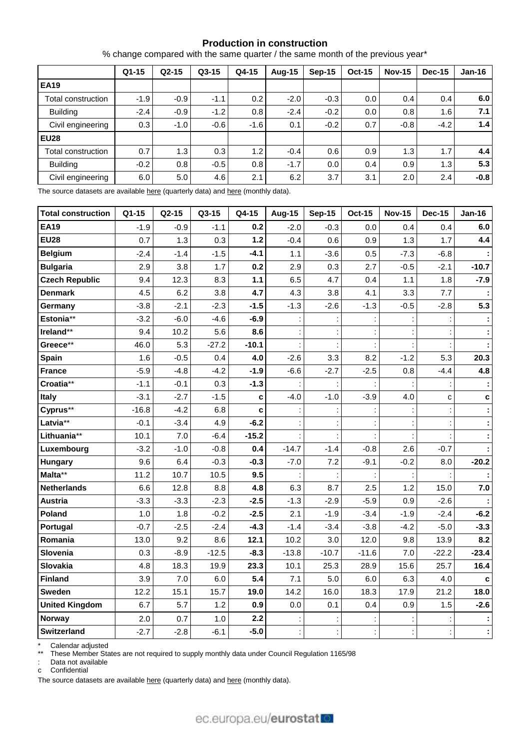### Production in construction

% change compared with the same quarter / the same month of the previous year*

| | Q1-15 | Q2-15 | Q3-15 | Q4-15 | Aug-15 | Sep-15 | Oct-15 | Nov-15 | Dec-15 | Jan-16 |
|---|---|---|---|---|---|---|---|---|---|---|
| **EA19** | | | | | | | | | | |
| Total construction | -1.9 | -0.9 | -1.1 | 0.2 | -2.0 | -0.3 | 0.0 | 0.4 | 0.4 | **6.0** |
| Building | -2.4 | -0.9 | -1.2 | 0.8 | -2.4 | -0.2 | 0.0 | 0.8 | 1.6 | **7.1** |
| Civil engineering | 0.3 | -1.0 | -0.6 | -1.6 | 0.1 | -0.2 | 0.7 | -0.8 | -4.2 | **1.4** |
| **EU28** | | | | | | | | | | |
| Total construction | 0.7 | 1.3 | 0.3 | 1.2 | -0.4 | 0.6 | 0.9 | 1.3 | 1.7 | **4.4** |
| Building | -0.2 | 0.8 | -0.5 | 0.8 | -1.7 | 0.0 | 0.4 | 0.9 | 1.3 | **5.3** |
| Civil engineering | 6.0 | 5.0 | 4.6 | 2.1 | 6.2 | 3.7 | 3.1 | 2.0 | 2.4 | **-0.8** |

The source datasets are available here (quarterly data) and here (monthly data).

| Total construction | Q1-15 | Q2-15 | Q3-15 | Q4-15 | Aug-15 | Sep-15 | Oct-15 | Nov-15 | Dec-15 | Jan-16 |
|---|---|---|---|---|---|---|---|---|---|---|
| **EA19** | -1.9 | -0.9 | -1.1 | **0.2** | -2.0 | -0.3 | 0.0 | 0.4 | 0.4 | **6.0** |
| **EU28** | 0.7 | 1.3 | 0.3 | **1.2** | -0.4 | 0.6 | 0.9 | 1.3 | 1.7 | **4.4** |
| **Belgium** | -2.4 | -1.4 | -1.5 | **-4.1** | 1.1 | -3.6 | 0.5 | -7.3 | -6.8 | **:** |
| **Bulgaria** | 2.9 | 3.8 | 1.7 | **0.2** | 2.9 | 0.3 | 2.7 | -0.5 | -2.1 | **-10.7** |
| **Czech Republic** | 9.4 | 12.3 | 8.3 | **1.1** | 6.5 | 4.7 | 0.4 | 1.1 | 1.8 | **-7.9** |
| **Denmark** | 4.5 | 6.2 | 3.8 | **4.7** | 4.3 | 3.8 | 4.1 | 3.3 | 7.7 | **:** |
| **Germany** | -3.8 | -2.1 | -2.3 | **-1.5** | -1.3 | -2.6 | -1.3 | -0.5 | -2.8 | **5.3** |
| **Estonia**** | -3.2 | -6.0 | -4.6 | **-6.9** | : | : | : | : | : | **:** |
| **Ireland**** | 9.4 | 10.2 | 5.6 | **8.6** | : | : | : | : | : | **:** |
| **Greece**** | 46.0 | 5.3 | -27.2 | **-10.1** | : | : | : | : | : | **:** |
| **Spain** | 1.6 | -0.5 | 0.4 | **4.0** | -2.6 | 3.3 | 8.2 | -1.2 | 5.3 | **20.3** |
| **France** | -5.9 | -4.8 | -4.2 | **-1.9** | -6.6 | -2.7 | -2.5 | 0.8 | -4.4 | **4.8** |
| **Croatia**** | -1.1 | -0.1 | 0.3 | **-1.3** | : | : | : | : | : | **:** |
| **Italy** | -3.1 | -2.7 | -1.5 | **c** | -4.0 | -1.0 | -3.9 | 4.0 | c | **c** |
| **Cyprus**** | -16.8 | -4.2 | 6.8 | **c** | : | : | : | : | : | **:** |
| **Latvia**** | -0.1 | -3.4 | 4.9 | **-6.2** | : | : | : | : | : | **:** |
| **Lithuania**** | 10.1 | 7.0 | -6.4 | **-15.2** | : | : | : | : | : | **:** |
| **Luxembourg** | -3.2 | -1.0 | -0.8 | **0.4** | -14.7 | -1.4 | -0.8 | 2.6 | -0.7 | **:** |
| **Hungary** | 9.6 | 6.4 | -0.3 | **-0.3** | -7.0 | 7.2 | -9.1 | -0.2 | 8.0 | **-20.2** |
| **Malta**** | 11.2 | 10.7 | 10.5 | **9.5** | : | : | : | : | : | **:** |
| **Netherlands** | 6.6 | 12.8 | 8.8 | **4.8** | 6.3 | 8.7 | 2.5 | 1.2 | 15.0 | **7.0** |
| **Austria** | -3.3 | -3.3 | -2.3 | **-2.5** | -1.3 | -2.9 | -5.9 | 0.9 | -2.6 | **:** |
| **Poland** | 1.0 | 1.8 | -0.2 | **-2.5** | 2.1 | -1.9 | -3.4 | -1.9 | -2.4 | **-6.2** |
| **Portugal** | -0.7 | -2.5 | -2.4 | **-4.3** | -1.4 | -3.4 | -3.8 | -4.2 | -5.0 | **-3.3** |
| **Romania** | 13.0 | 9.2 | 8.6 | **12.1** | 10.2 | 3.0 | 12.0 | 9.8 | 13.9 | **8.2** |
| **Slovenia** | 0.3 | -8.9 | -12.5 | **-8.3** | -13.8 | -10.7 | -11.6 | 7.0 | -22.2 | **-23.4** |
| **Slovakia** | 4.8 | 18.3 | 19.9 | **23.3** | 10.1 | 25.3 | 28.9 | 15.6 | 25.7 | **16.4** |
| **Finland** | 3.9 | 7.0 | 6.0 | **5.4** | 7.1 | 5.0 | 6.0 | 6.3 | 4.0 | **c** |
| **Sweden** | 12.2 | 15.1 | 15.7 | **19.0** | 14.2 | 16.0 | 18.3 | 17.9 | 21.2 | **18.0** |
| **United Kingdom** | 6.7 | 5.7 | 1.2 | **0.9** | 0.0 | 0.1 | 0.4 | 0.9 | 1.5 | **-2.6** |
| **Norway** | 2.0 | 0.7 | 1.0 | **2.2** | : | : | : | : | : | **:** |
| **Switzerland** | -2.7 | -2.8 | -6.1 | **-5.0** | : | : | : | : | : | **:** |

\* Calendar adjusted

** These Member States are not required to supply monthly data under Council Regulation 1165/98

: Data not available

c Confidential

The source datasets are available here (quarterly data) and here (monthly data).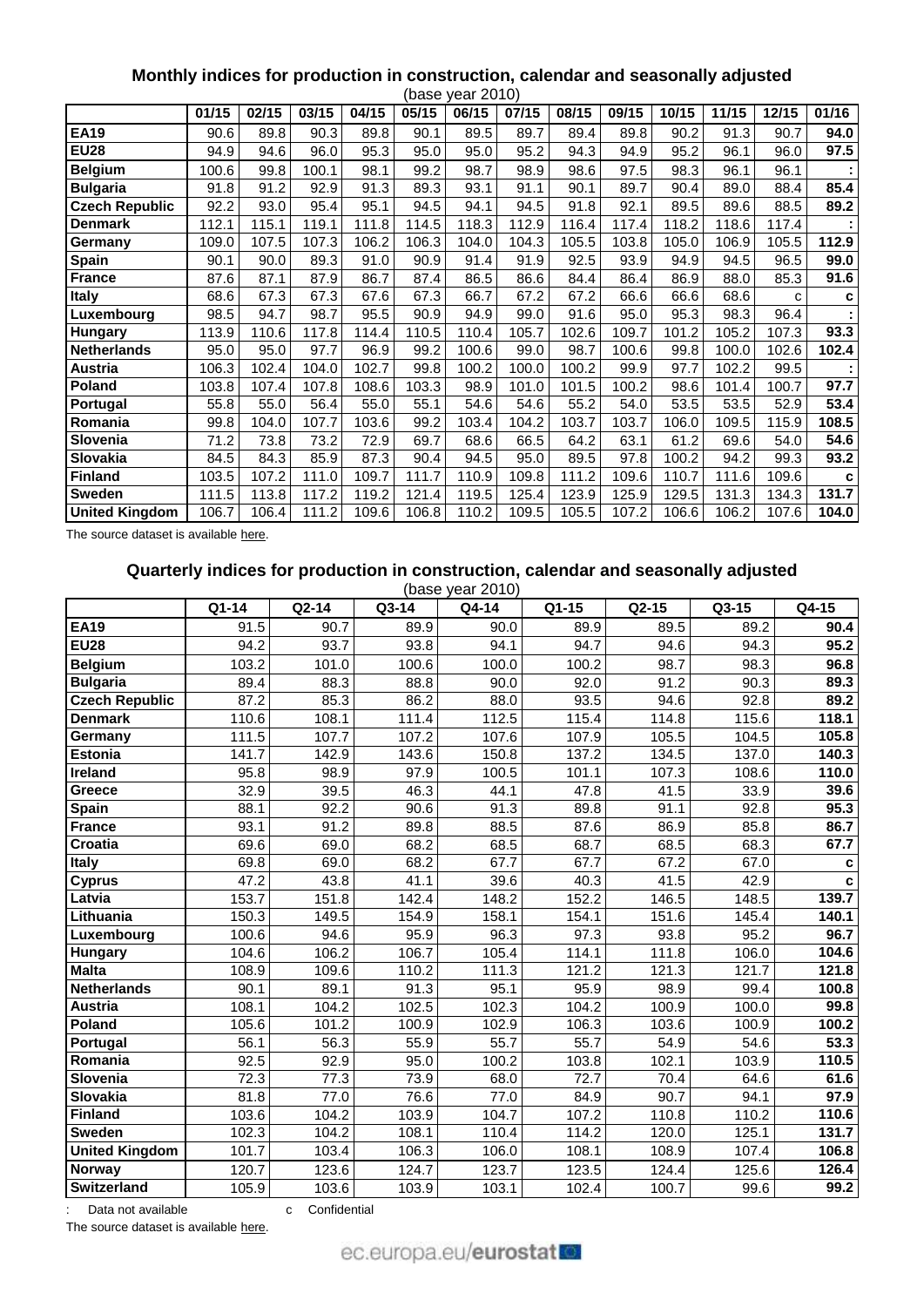### Monthly indices for production in construction, calendar and seasonally adjusted

(base year 2010)

| | 01/15 | 02/15 | 03/15 | 04/15 | 05/15 | 06/15 | 07/15 | 08/15 | 09/15 | 10/15 | 11/15 | 12/15 | 01/16 |
|---|---|---|---|---|---|---|---|---|---|---|---|---|---|
| **EA19** | 90.6 | 89.8 | 90.3 | 89.8 | 90.1 | 89.5 | 89.7 | 89.4 | 89.8 | 90.2 | 91.3 | 90.7 | **94.0** |
| **EU28** | 94.9 | 94.6 | 96.0 | 95.3 | 95.0 | 95.0 | 95.2 | 94.3 | 94.9 | 95.2 | 96.1 | 96.0 | **97.5** |
| **Belgium** | 100.6 | 99.8 | 100.1 | 98.1 | 99.2 | 98.7 | 98.9 | 98.6 | 97.5 | 98.3 | 96.1 | 96.1 | **:** |
| **Bulgaria** | 91.8 | 91.2 | 92.9 | 91.3 | 89.3 | 93.1 | 91.1 | 90.1 | 89.7 | 90.4 | 89.0 | 88.4 | **85.4** |
| **Czech Republic** | 92.2 | 93.0 | 95.4 | 95.1 | 94.5 | 94.1 | 94.5 | 91.8 | 92.1 | 89.5 | 89.6 | 88.5 | **89.2** |
| **Denmark** | 112.1 | 115.1 | 119.1 | 111.8 | 114.5 | 118.3 | 112.9 | 116.4 | 117.4 | 118.2 | 118.6 | 117.4 | **:** |
| **Germany** | 109.0 | 107.5 | 107.3 | 106.2 | 106.3 | 104.0 | 104.3 | 105.5 | 103.8 | 105.0 | 106.9 | 105.5 | **112.9** |
| **Spain** | 90.1 | 90.0 | 89.3 | 91.0 | 90.9 | 91.4 | 91.9 | 92.5 | 93.9 | 94.9 | 94.5 | 96.5 | **99.0** |
| **France** | 87.6 | 87.1 | 87.9 | 86.7 | 87.4 | 86.5 | 86.6 | 84.4 | 86.4 | 86.9 | 88.0 | 85.3 | **91.6** |
| **Italy** | 68.6 | 67.3 | 67.3 | 67.6 | 67.3 | 66.7 | 67.2 | 67.2 | 66.6 | 66.6 | 68.6 | c | **c** |
| **Luxembourg** | 98.5 | 94.7 | 98.7 | 95.5 | 90.9 | 94.9 | 99.0 | 91.6 | 95.0 | 95.3 | 98.3 | 96.4 | **:** |
| **Hungary** | 113.9 | 110.6 | 117.8 | 114.4 | 110.5 | 110.4 | 105.7 | 102.6 | 109.7 | 101.2 | 105.2 | 107.3 | **93.3** |
| **Netherlands** | 95.0 | 95.0 | 97.7 | 96.9 | 99.2 | 100.6 | 99.0 | 98.7 | 100.6 | 99.8 | 100.0 | 102.6 | **102.4** |
| **Austria** | 106.3 | 102.4 | 104.0 | 102.7 | 99.8 | 100.2 | 100.0 | 100.2 | 99.9 | 97.7 | 102.2 | 99.5 | **:** |
| **Poland** | 103.8 | 107.4 | 107.8 | 108.6 | 103.3 | 98.9 | 101.0 | 101.5 | 100.2 | 98.6 | 101.4 | 100.7 | **97.7** |
| **Portugal** | 55.8 | 55.0 | 56.4 | 55.0 | 55.1 | 54.6 | 54.6 | 55.2 | 54.0 | 53.5 | 53.5 | 52.9 | **53.4** |
| **Romania** | 99.8 | 104.0 | 107.7 | 103.6 | 99.2 | 103.4 | 104.2 | 103.7 | 103.7 | 106.0 | 109.5 | 115.9 | **108.5** |
| **Slovenia** | 71.2 | 73.8 | 73.2 | 72.9 | 69.7 | 68.6 | 66.5 | 64.2 | 63.1 | 61.2 | 69.6 | 54.0 | **54.6** |
| **Slovakia** | 84.5 | 84.3 | 85.9 | 87.3 | 90.4 | 94.5 | 95.0 | 89.5 | 97.8 | 100.2 | 94.2 | 99.3 | **93.2** |
| **Finland** | 103.5 | 107.2 | 111.0 | 109.7 | 111.7 | 110.9 | 109.8 | 111.2 | 109.6 | 110.7 | 111.6 | 109.6 | **c** |
| **Sweden** | 111.5 | 113.8 | 117.2 | 119.2 | 121.4 | 119.5 | 125.4 | 123.9 | 125.9 | 129.5 | 131.3 | 134.3 | **131.7** |
| **United Kingdom** | 106.7 | 106.4 | 111.2 | 109.6 | 106.8 | 110.2 | 109.5 | 105.5 | 107.2 | 106.6 | 106.2 | 107.6 | **104.0** |

The source dataset is available here.

### Quarterly indices for production in construction, calendar and seasonally adjusted

(base year 2010)

| | Q1-14 | Q2-14 | Q3-14 | Q4-14 | Q1-15 | Q2-15 | Q3-15 | Q4-15 |
|---|---|---|---|---|---|---|---|---|
| **EA19** | 91.5 | 90.7 | 89.9 | 90.0 | 89.9 | 89.5 | 89.2 | **90.4** |
| **EU28** | 94.2 | 93.7 | 93.8 | 94.1 | 94.7 | 94.6 | 94.3 | **95.2** |
| **Belgium** | 103.2 | 101.0 | 100.6 | 100.0 | 100.2 | 98.7 | 98.3 | **96.8** |
| **Bulgaria** | 89.4 | 88.3 | 88.8 | 90.0 | 92.0 | 91.2 | 90.3 | **89.3** |
| **Czech Republic** | 87.2 | 85.3 | 86.2 | 88.0 | 93.5 | 94.6 | 92.8 | **89.2** |
| **Denmark** | 110.6 | 108.1 | 111.4 | 112.5 | 115.4 | 114.8 | 115.6 | **118.1** |
| **Germany** | 111.5 | 107.7 | 107.2 | 107.6 | 107.9 | 105.5 | 104.5 | **105.8** |
| **Estonia** | 141.7 | 142.9 | 143.6 | 150.8 | 137.2 | 134.5 | 137.0 | **140.3** |
| **Ireland** | 95.8 | 98.9 | 97.9 | 100.5 | 101.1 | 107.3 | 108.6 | **110.0** |
| **Greece** | 32.9 | 39.5 | 46.3 | 44.1 | 47.8 | 41.5 | 33.9 | **39.6** |
| **Spain** | 88.1 | 92.2 | 90.6 | 91.3 | 89.8 | 91.1 | 92.8 | **95.3** |
| **France** | 93.1 | 91.2 | 89.8 | 88.5 | 87.6 | 86.9 | 85.8 | **86.7** |
| **Croatia** | 69.6 | 69.0 | 68.2 | 68.5 | 68.7 | 68.5 | 68.3 | **67.7** |
| **Italy** | 69.8 | 69.0 | 68.2 | 67.7 | 67.7 | 67.2 | 67.0 | **c** |
| **Cyprus** | 47.2 | 43.8 | 41.1 | 39.6 | 40.3 | 41.5 | 42.9 | **c** |
| **Latvia** | 153.7 | 151.8 | 142.4 | 148.2 | 152.2 | 146.5 | 148.5 | **139.7** |
| **Lithuania** | 150.3 | 149.5 | 154.9 | 158.1 | 154.1 | 151.6 | 145.4 | **140.1** |
| **Luxembourg** | 100.6 | 94.6 | 95.9 | 96.3 | 97.3 | 93.8 | 95.2 | **96.7** |
| **Hungary** | 104.6 | 106.2 | 106.7 | 105.4 | 114.1 | 111.8 | 106.0 | **104.6** |
| **Malta** | 108.9 | 109.6 | 110.2 | 111.3 | 121.2 | 121.3 | 121.7 | **121.8** |
| **Netherlands** | 90.1 | 89.1 | 91.3 | 95.1 | 95.9 | 98.9 | 99.4 | **100.8** |
| **Austria** | 108.1 | 104.2 | 102.5 | 102.3 | 104.2 | 100.9 | 100.0 | **99.8** |
| **Poland** | 105.6 | 101.2 | 100.9 | 102.9 | 106.3 | 103.6 | 100.9 | **100.2** |
| **Portugal** | 56.1 | 56.3 | 55.9 | 55.7 | 55.7 | 54.9 | 54.6 | **53.3** |
| **Romania** | 92.5 | 92.9 | 95.0 | 100.2 | 103.8 | 102.1 | 103.9 | **110.5** |
| **Slovenia** | 72.3 | 77.3 | 73.9 | 68.0 | 72.7 | 70.4 | 64.6 | **61.6** |
| **Slovakia** | 81.8 | 77.0 | 76.6 | 77.0 | 84.9 | 90.7 | 94.1 | **97.9** |
| **Finland** | 103.6 | 104.2 | 103.9 | 104.7 | 107.2 | 110.8 | 110.2 | **110.6** |
| **Sweden** | 102.3 | 104.2 | 108.1 | 110.4 | 114.2 | 120.0 | 125.1 | **131.7** |
| **United Kingdom** | 101.7 | 103.4 | 106.3 | 106.0 | 108.1 | 108.9 | 107.4 | **106.8** |
| **Norway** | 120.7 | 123.6 | 124.7 | 123.7 | 123.5 | 124.4 | 125.6 | **126.4** |
| **Switzerland** | 105.9 | 103.6 | 103.9 | 103.1 | 102.4 | 100.7 | 99.6 | **99.2** |

: Data not available c Confidential

The source dataset is available here.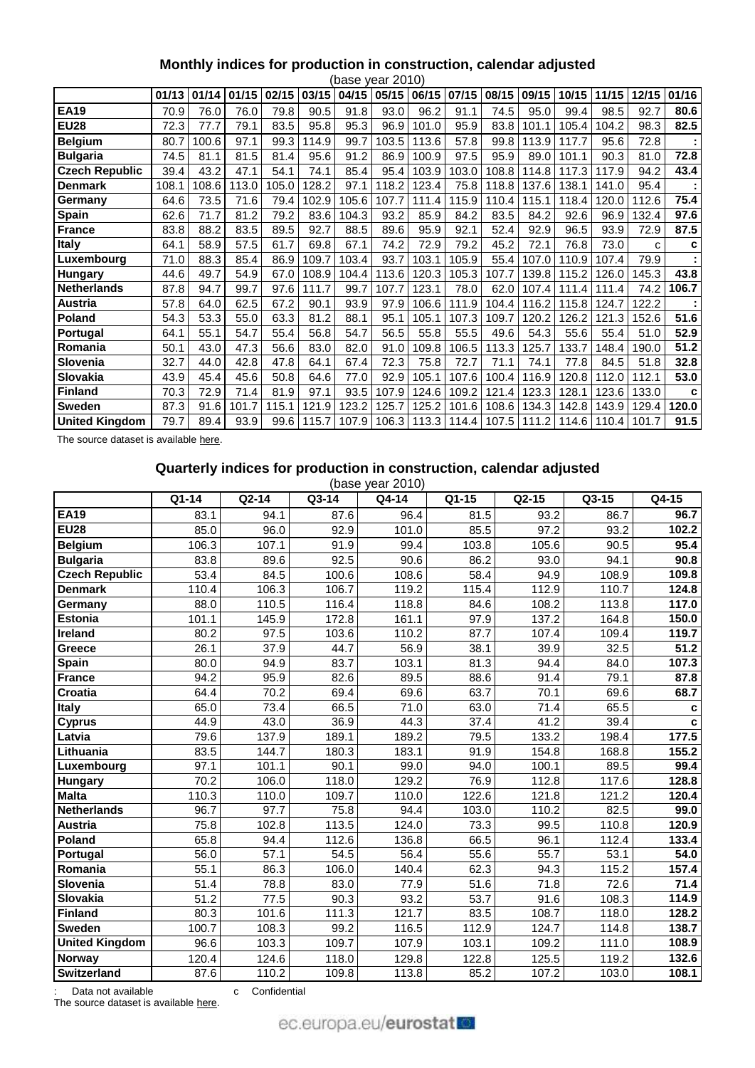## Monthly indices for production in construction, calendar adjusted

(base year 2010)

| | 01/13 | 01/14 | 01/15 | 02/15 | 03/15 | 04/15 | 05/15 | 06/15 | 07/15 | 08/15 | 09/15 | 10/15 | 11/15 | 12/15 | 01/16 |
|---|---|---|---|---|---|---|---|---|---|---|---|---|---|---|---|
| **EA19** | 70.9 | 76.0 | 76.0 | 79.8 | 90.5 | 91.8 | 93.0 | 96.2 | 91.1 | 74.5 | 95.0 | 99.4 | 98.5 | 92.7 | **80.6** |
| **EU28** | 72.3 | 77.7 | 79.1 | 83.5 | 95.8 | 95.3 | 96.9 | 101.0 | 95.9 | 83.8 | 101.1 | 105.4 | 104.2 | 98.3 | **82.5** |
| **Belgium** | 80.7 | 100.6 | 97.1 | 99.3 | 114.9 | 99.7 | 103.5 | 113.6 | 57.8 | 99.8 | 113.9 | 117.7 | 95.6 | 72.8 | **:** |
| **Bulgaria** | 74.5 | 81.1 | 81.5 | 81.4 | 95.6 | 91.2 | 86.9 | 100.9 | 97.5 | 95.9 | 89.0 | 101.1 | 90.3 | 81.0 | **72.8** |
| **Czech Republic** | 39.4 | 43.2 | 47.1 | 54.1 | 74.1 | 85.4 | 95.4 | 103.9 | 103.0 | 108.8 | 114.8 | 117.3 | 117.9 | 94.2 | **43.4** |
| **Denmark** | 108.1 | 108.6 | 113.0 | 105.0 | 128.2 | 97.1 | 118.2 | 123.4 | 75.8 | 118.8 | 137.6 | 138.1 | 141.0 | 95.4 | **:** |
| **Germany** | 64.6 | 73.5 | 71.6 | 79.4 | 102.9 | 105.6 | 107.7 | 111.4 | 115.9 | 110.4 | 115.1 | 118.4 | 120.0 | 112.6 | **75.4** |
| **Spain** | 62.6 | 71.7 | 81.2 | 79.2 | 83.6 | 104.3 | 93.2 | 85.9 | 84.2 | 83.5 | 84.2 | 92.6 | 96.9 | 132.4 | **97.6** |
| **France** | 83.8 | 88.2 | 83.5 | 89.5 | 92.7 | 88.5 | 89.6 | 95.9 | 92.1 | 52.4 | 92.9 | 96.5 | 93.9 | 72.9 | **87.5** |
| **Italy** | 64.1 | 58.9 | 57.5 | 61.7 | 69.8 | 67.1 | 74.2 | 72.9 | 79.2 | 45.2 | 72.1 | 76.8 | 73.0 | c | **c** |
| **Luxembourg** | 71.0 | 88.3 | 85.4 | 86.9 | 109.7 | 103.4 | 93.7 | 103.1 | 105.9 | 55.4 | 107.0 | 110.9 | 107.4 | 79.9 | **:** |
| **Hungary** | 44.6 | 49.7 | 54.9 | 67.0 | 108.9 | 104.4 | 113.6 | 120.3 | 105.3 | 107.7 | 139.8 | 115.2 | 126.0 | 145.3 | **43.8** |
| **Netherlands** | 87.8 | 94.7 | 99.7 | 97.6 | 111.7 | 99.7 | 107.7 | 123.1 | 78.0 | 62.0 | 107.4 | 111.4 | 111.4 | 74.2 | **106.7** |
| **Austria** | 57.8 | 64.0 | 62.5 | 67.2 | 90.1 | 93.9 | 97.9 | 106.6 | 111.9 | 104.4 | 116.2 | 115.8 | 124.7 | 122.2 | **:** |
| **Poland** | 54.3 | 53.3 | 55.0 | 63.3 | 81.2 | 88.1 | 95.1 | 105.1 | 107.3 | 109.7 | 120.2 | 126.2 | 121.3 | 152.6 | **51.6** |
| **Portugal** | 64.1 | 55.1 | 54.7 | 55.4 | 56.8 | 54.7 | 56.5 | 55.8 | 55.5 | 49.6 | 54.3 | 55.6 | 55.4 | 51.0 | **52.9** |
| **Romania** | 50.1 | 43.0 | 47.3 | 56.6 | 83.0 | 82.0 | 91.0 | 109.8 | 106.5 | 113.3 | 125.7 | 133.7 | 148.4 | 190.0 | **51.2** |
| **Slovenia** | 32.7 | 44.0 | 42.8 | 47.8 | 64.1 | 67.4 | 72.3 | 75.8 | 72.7 | 71.1 | 74.1 | 77.8 | 84.5 | 51.8 | **32.8** |
| **Slovakia** | 43.9 | 45.4 | 45.6 | 50.8 | 64.6 | 77.0 | 92.9 | 105.1 | 107.6 | 100.4 | 116.9 | 120.8 | 112.0 | 112.1 | **53.0** |
| **Finland** | 70.3 | 72.9 | 71.4 | 81.9 | 97.1 | 93.5 | 107.9 | 124.6 | 109.2 | 121.4 | 123.3 | 128.1 | 123.6 | 133.0 | **c** |
| **Sweden** | 87.3 | 91.6 | 101.7 | 115.1 | 121.9 | 123.2 | 125.7 | 125.2 | 101.6 | 108.6 | 134.3 | 142.8 | 143.9 | 129.4 | **120.0** |
| **United Kingdom** | 79.7 | 89.4 | 93.9 | 99.6 | 115.7 | 107.9 | 106.3 | 113.3 | 114.4 | 107.5 | 111.2 | 114.6 | 110.4 | 101.7 | **91.5** |

The source dataset is available here.

## Quarterly indices for production in construction, calendar adjusted

(base year 2010)

| | Q1-14 | Q2-14 | Q3-14 | Q4-14 | Q1-15 | Q2-15 | Q3-15 | Q4-15 |
|---|---|---|---|---|---|---|---|---|
| **EA19** | 83.1 | 94.1 | 87.6 | 96.4 | 81.5 | 93.2 | 86.7 | **96.7** |
| **EU28** | 85.0 | 96.0 | 92.9 | 101.0 | 85.5 | 97.2 | 93.2 | **102.2** |
| **Belgium** | 106.3 | 107.1 | 91.9 | 99.4 | 103.8 | 105.6 | 90.5 | **95.4** |
| **Bulgaria** | 83.8 | 89.6 | 92.5 | 90.6 | 86.2 | 93.0 | 94.1 | **90.8** |
| **Czech Republic** | 53.4 | 84.5 | 100.6 | 108.6 | 58.4 | 94.9 | 108.9 | **109.8** |
| **Denmark** | 110.4 | 106.3 | 106.7 | 119.2 | 115.4 | 112.9 | 110.7 | **124.8** |
| **Germany** | 88.0 | 110.5 | 116.4 | 118.8 | 84.6 | 108.2 | 113.8 | **117.0** |
| **Estonia** | 101.1 | 145.9 | 172.8 | 161.1 | 97.9 | 137.2 | 164.8 | **150.0** |
| **Ireland** | 80.2 | 97.5 | 103.6 | 110.2 | 87.7 | 107.4 | 109.4 | **119.7** |
| **Greece** | 26.1 | 37.9 | 44.7 | 56.9 | 38.1 | 39.9 | 32.5 | **51.2** |
| **Spain** | 80.0 | 94.9 | 83.7 | 103.1 | 81.3 | 94.4 | 84.0 | **107.3** |
| **France** | 94.2 | 95.9 | 82.6 | 89.5 | 88.6 | 91.4 | 79.1 | **87.8** |
| **Croatia** | 64.4 | 70.2 | 69.4 | 69.6 | 63.7 | 70.1 | 69.6 | **68.7** |
| **Italy** | 65.0 | 73.4 | 66.5 | 71.0 | 63.0 | 71.4 | 65.5 | **c** |
| **Cyprus** | 44.9 | 43.0 | 36.9 | 44.3 | 37.4 | 41.2 | 39.4 | **c** |
| **Latvia** | 79.6 | 137.9 | 189.1 | 189.2 | 79.5 | 133.2 | 198.4 | **177.5** |
| **Lithuania** | 83.5 | 144.7 | 180.3 | 183.1 | 91.9 | 154.8 | 168.8 | **155.2** |
| **Luxembourg** | 97.1 | 101.1 | 90.1 | 99.0 | 94.0 | 100.1 | 89.5 | **99.4** |
| **Hungary** | 70.2 | 106.0 | 118.0 | 129.2 | 76.9 | 112.8 | 117.6 | **128.8** |
| **Malta** | 110.3 | 110.0 | 109.7 | 110.0 | 122.6 | 121.8 | 121.2 | **120.4** |
| **Netherlands** | 96.7 | 97.7 | 75.8 | 94.4 | 103.0 | 110.2 | 82.5 | **99.0** |
| **Austria** | 75.8 | 102.8 | 113.5 | 124.0 | 73.3 | 99.5 | 110.8 | **120.9** |
| **Poland** | 65.8 | 94.4 | 112.6 | 136.8 | 66.5 | 96.1 | 112.4 | **133.4** |
| **Portugal** | 56.0 | 57.1 | 54.5 | 56.4 | 55.6 | 55.7 | 53.1 | **54.0** |
| **Romania** | 55.1 | 86.3 | 106.0 | 140.4 | 62.3 | 94.3 | 115.2 | **157.4** |
| **Slovenia** | 51.4 | 78.8 | 83.0 | 77.9 | 51.6 | 71.8 | 72.6 | **71.4** |
| **Slovakia** | 51.2 | 77.5 | 90.3 | 93.2 | 53.7 | 91.6 | 108.3 | **114.9** |
| **Finland** | 80.3 | 101.6 | 111.3 | 121.7 | 83.5 | 108.7 | 118.0 | **128.2** |
| **Sweden** | 100.7 | 108.3 | 99.2 | 116.5 | 112.9 | 124.7 | 114.8 | **138.7** |
| **United Kingdom** | 96.6 | 103.3 | 109.7 | 107.9 | 103.1 | 109.2 | 111.0 | **108.9** |
| **Norway** | 120.4 | 124.6 | 118.0 | 129.8 | 122.8 | 125.5 | 119.2 | **132.6** |
| **Switzerland** | 87.6 | 110.2 | 109.8 | 113.8 | 85.2 | 107.2 | 103.0 | **108.1** |

: Data not available c Confidential

The source dataset is available here.